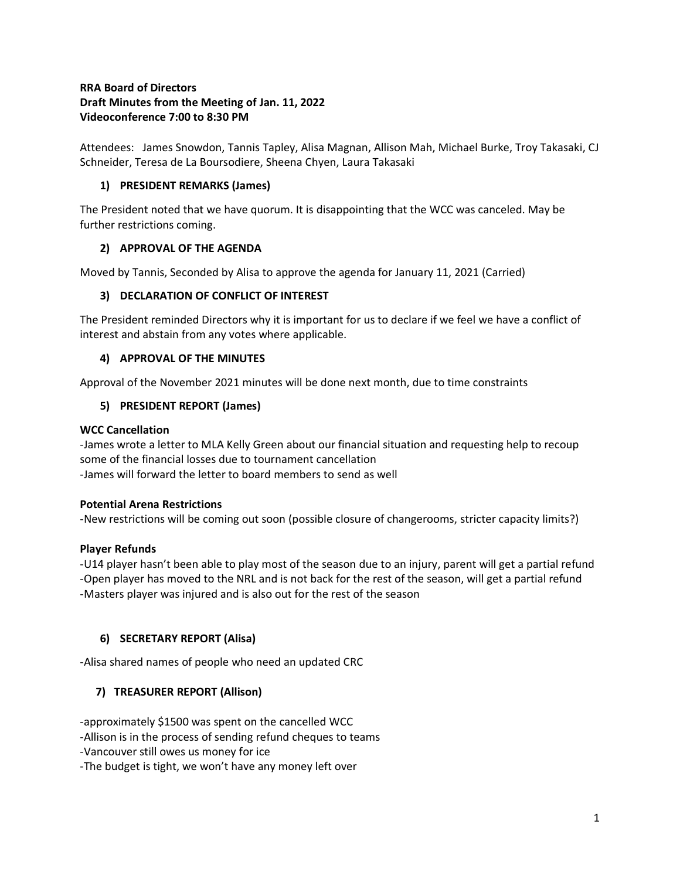**RRA Board of Directors**
**Draft Minutes from the Meeting of Jan. 11, 2022**
**Videoconference 7:00 to 8:30 PM**

Attendees: James Snowdon, Tannis Tapley, Alisa Magnan, Allison Mah, Michael Burke, Troy Takasaki, CJ Schneider, Teresa de La Boursodiere, Sheena Chyen, Laura Takasaki

### 1) PRESIDENT REMARKS (James)

The President noted that we have quorum. It is disappointing that the WCC was canceled. May be further restrictions coming.

### 2) APPROVAL OF THE AGENDA

Moved by Tannis, Seconded by Alisa to approve the agenda for January 11, 2021 (Carried)

### 3) DECLARATION OF CONFLICT OF INTEREST

The President reminded Directors why it is important for us to declare if we feel we have a conflict of interest and abstain from any votes where applicable.

### 4) APPROVAL OF THE MINUTES

Approval of the November 2021 minutes will be done next month, due to time constraints

### 5) PRESIDENT REPORT (James)

**WCC Cancellation**

-James wrote a letter to MLA Kelly Green about our financial situation and requesting help to recoup some of the financial losses due to tournament cancellation
-James will forward the letter to board members to send as well

**Potential Arena Restrictions**

-New restrictions will be coming out soon (possible closure of changerooms, stricter capacity limits?)

**Player Refunds**

-U14 player hasn't been able to play most of the season due to an injury, parent will get a partial refund
-Open player has moved to the NRL and is not back for the rest of the season, will get a partial refund
-Masters player was injured and is also out for the rest of the season

### 6) SECRETARY REPORT (Alisa)

-Alisa shared names of people who need an updated CRC

### 7) TREASURER REPORT (Allison)

-approximately $1500 was spent on the cancelled WCC
-Allison is in the process of sending refund cheques to teams
-Vancouver still owes us money for ice
-The budget is tight, we won't have any money left over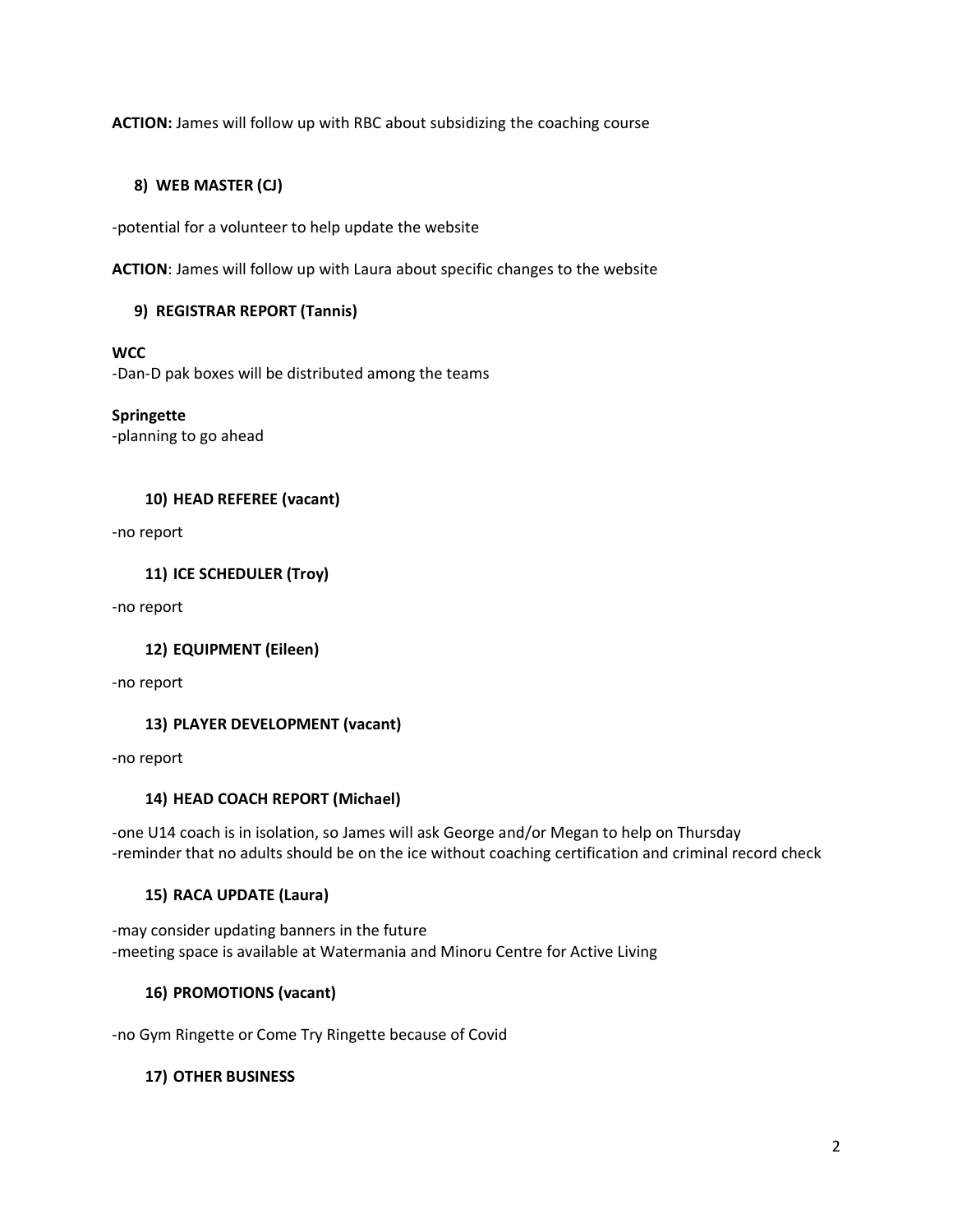**ACTION:** James will follow up with RBC about subsidizing the coaching course

### 8) WEB MASTER (CJ)

-potential for a volunteer to help update the website

**ACTION**: James will follow up with Laura about specific changes to the website

### 9) REGISTRAR REPORT (Tannis)

**WCC**
-Dan-D pak boxes will be distributed among the teams

**Springette**
-planning to go ahead

### 10) HEAD REFEREE (vacant)

-no report

### 11) ICE SCHEDULER (Troy)

-no report

### 12) EQUIPMENT (Eileen)

-no report

### 13) PLAYER DEVELOPMENT (vacant)

-no report

### 14) HEAD COACH REPORT (Michael)

-one U14 coach is in isolation, so James will ask George and/or Megan to help on Thursday
-reminder that no adults should be on the ice without coaching certification and criminal record check

### 15) RACA UPDATE (Laura)

-may consider updating banners in the future
-meeting space is available at Watermania and Minoru Centre for Active Living

### 16) PROMOTIONS (vacant)

-no Gym Ringette or Come Try Ringette because of Covid

### 17) OTHER BUSINESS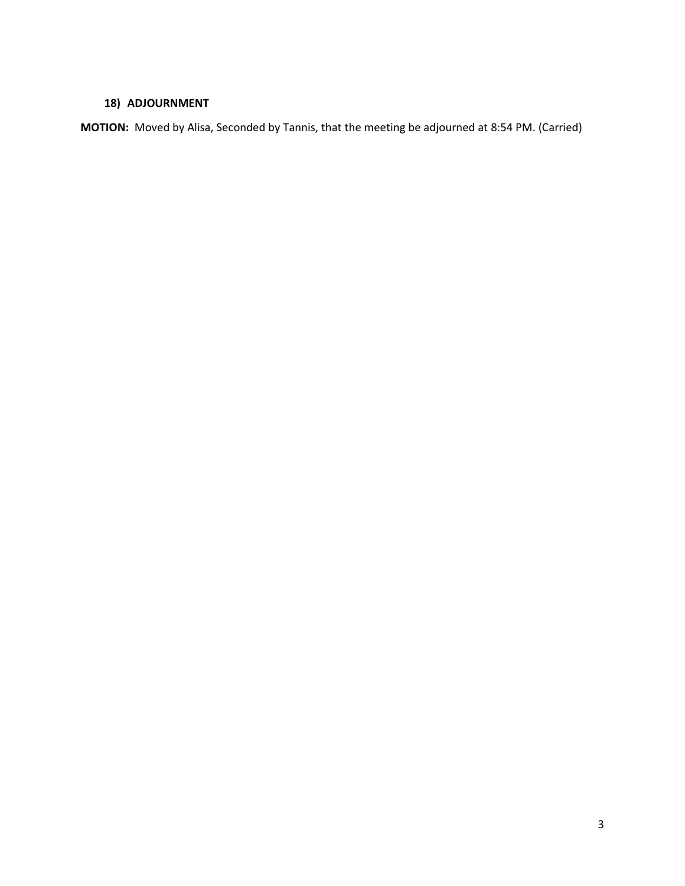### 18) ADJOURNMENT

**MOTION:** Moved by Alisa, Seconded by Tannis, that the meeting be adjourned at 8:54 PM. (Carried)